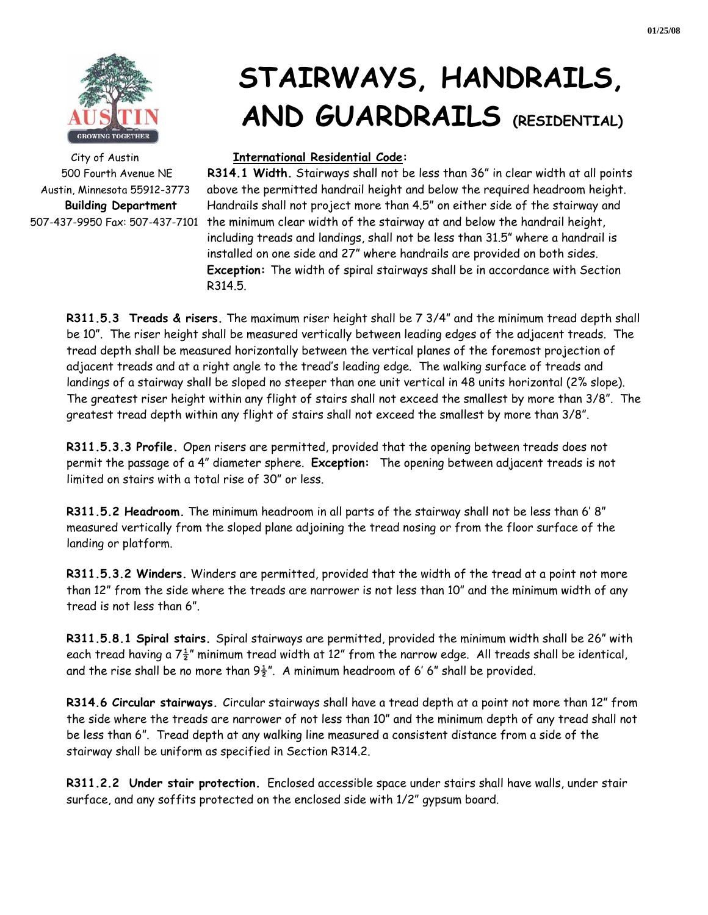# STAIRWAYS, HANDRAILS, AND GUARDRAILS (RESIDENTIAL)

City of Austin
500 Fourth Avenue NE
Austin, Minnesota 55912-3773
**Building Department**
507-437-9950 Fax: 507-437-7101

**International Residential Code:**

**R314.1 Width.** Stairways shall not be less than 36" in clear width at all points above the permitted handrail height and below the required headroom height. Handrails shall not project more than 4.5" on either side of the stairway and the minimum clear width of the stairway at and below the handrail height, including treads and landings, shall not be less than 31.5" where a handrail is installed on one side and 27" where handrails are provided on both sides. **Exception:** The width of spiral stairways shall be in accordance with Section R314.5.

**R311.5.3 Treads & risers.** The maximum riser height shall be 7 3/4" and the minimum tread depth shall be 10". The riser height shall be measured vertically between leading edges of the adjacent treads. The tread depth shall be measured horizontally between the vertical planes of the foremost projection of adjacent treads and at a right angle to the tread's leading edge. The walking surface of treads and landings of a stairway shall be sloped no steeper than one unit vertical in 48 units horizontal (2% slope). The greatest riser height within any flight of stairs shall not exceed the smallest by more than 3/8". The greatest tread depth within any flight of stairs shall not exceed the smallest by more than 3/8".

**R311.5.3.3 Profile.** Open risers are permitted, provided that the opening between treads does not permit the passage of a 4" diameter sphere. **Exception:** The opening between adjacent treads is not limited on stairs with a total rise of 30" or less.

**R311.5.2 Headroom.** The minimum headroom in all parts of the stairway shall not be less than 6' 8" measured vertically from the sloped plane adjoining the tread nosing or from the floor surface of the landing or platform.

**R311.5.3.2 Winders.** Winders are permitted, provided that the width of the tread at a point not more than 12" from the side where the treads are narrower is not less than 10" and the minimum width of any tread is not less than 6".

**R311.5.8.1 Spiral stairs.** Spiral stairways are permitted, provided the minimum width shall be 26" with each tread having a 7½" minimum tread width at 12" from the narrow edge. All treads shall be identical, and the rise shall be no more than 9½". A minimum headroom of 6' 6" shall be provided.

**R314.6 Circular stairways.** Circular stairways shall have a tread depth at a point not more than 12" from the side where the treads are narrower of not less than 10" and the minimum depth of any tread shall not be less than 6". Tread depth at any walking line measured a consistent distance from a side of the stairway shall be uniform as specified in Section R314.2.

**R311.2.2 Under stair protection.** Enclosed accessible space under stairs shall have walls, under stair surface, and any soffits protected on the enclosed side with 1/2" gypsum board.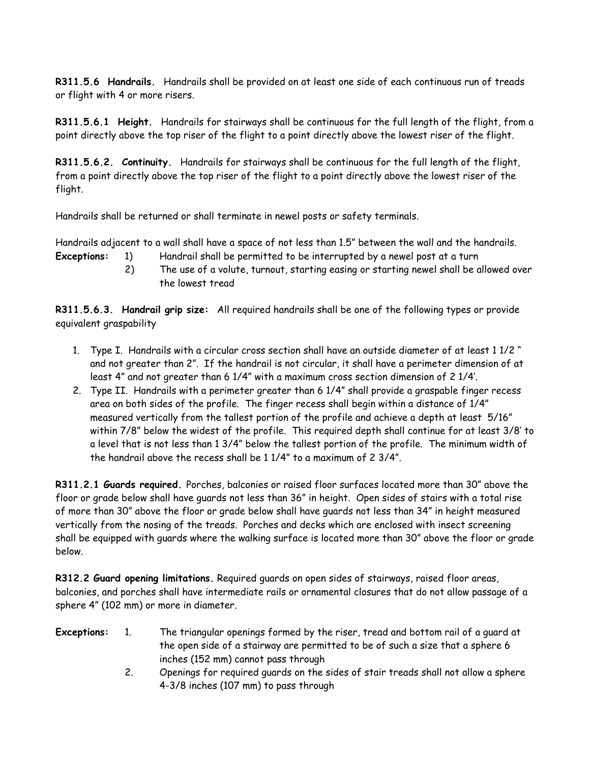**R311.5.6 Handrails.** Handrails shall be provided on at least one side of each continuous run of treads or flight with 4 or more risers.

**R311.5.6.1 Height.** Handrails for stairways shall be continuous for the full length of the flight, from a point directly above the top riser of the flight to a point directly above the lowest riser of the flight.

**R311.5.6.2. Continuity.** Handrails for stairways shall be continuous for the full length of the flight, from a point directly above the top riser of the flight to a point directly above the lowest riser of the flight.

Handrails shall be returned or shall terminate in newel posts or safety terminals.

Handrails adjacent to a wall shall have a space of not less than 1.5" between the wall and the handrails.

**Exceptions:**
1) Handrail shall be permitted to be interrupted by a newel post at a turn
2) The use of a volute, turnout, starting easing or starting newel shall be allowed over the lowest tread

**R311.5.6.3. Handrail grip size:** All required handrails shall be one of the following types or provide equivalent graspability

1. Type I. Handrails with a circular cross section shall have an outside diameter of at least 1 1/2 " and not greater than 2". If the handrail is not circular, it shall have a perimeter dimension of at least 4" and not greater than 6 1/4" with a maximum cross section dimension of 2 1/4'.
2. Type II. Handrails with a perimeter greater than 6 1/4" shall provide a graspable finger recess area on both sides of the profile. The finger recess shall begin within a distance of 1/4" measured vertically from the tallest portion of the profile and achieve a depth at least 5/16" within 7/8" below the widest of the profile. This required depth shall continue for at least 3/8' to a level that is not less than 1 3/4" below the tallest portion of the profile. The minimum width of the handrail above the recess shall be 1 1/4" to a maximum of 2 3/4".

**R311.2.1 Guards required.** Porches, balconies or raised floor surfaces located more than 30" above the floor or grade below shall have guards not less than 36" in height. Open sides of stairs with a total rise of more than 30" above the floor or grade below shall have guards not less than 34" in height measured vertically from the nosing of the treads. Porches and decks which are enclosed with insect screening shall be equipped with guards where the walking surface is located more than 30" above the floor or grade below.

**R312.2 Guard opening limitations.** Required guards on open sides of stairways, raised floor areas, balconies, and porches shall have intermediate rails or ornamental closures that do not allow passage of a sphere 4" (102 mm) or more in diameter.

**Exceptions:**
1. The triangular openings formed by the riser, tread and bottom rail of a guard at the open side of a stairway are permitted to be of such a size that a sphere 6 inches (152 mm) cannot pass through
2. Openings for required guards on the sides of stair treads shall not allow a sphere 4-3/8 inches (107 mm) to pass through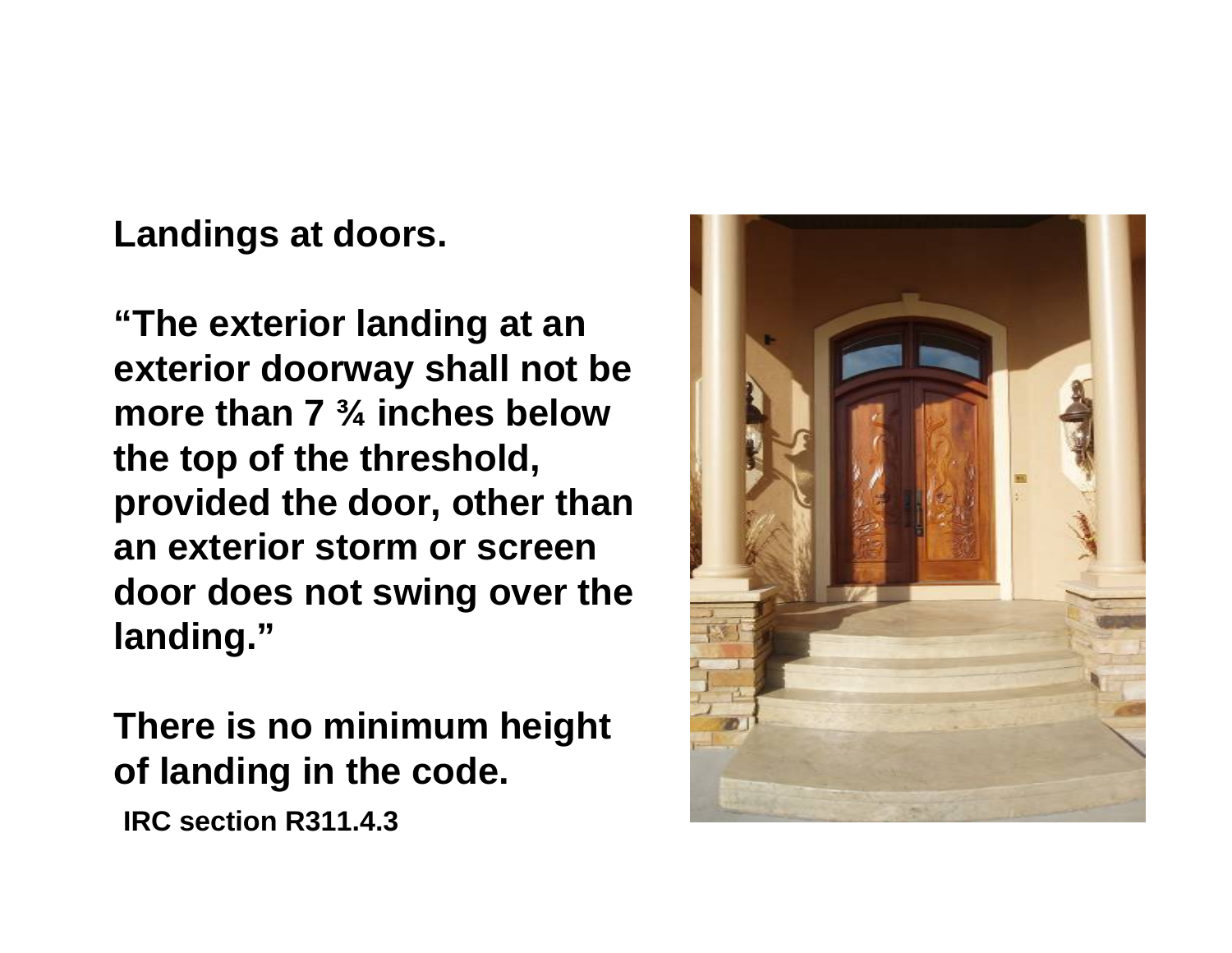**Landings at doors.**

**"The exterior landing at an exterior doorway shall not be more than 7 ¾ inches below the top of the threshold, provided the door, other than an exterior storm or screen door does not swing over the landing."**

**There is no minimum height of landing in the code.**

**IRC section R311.4.3**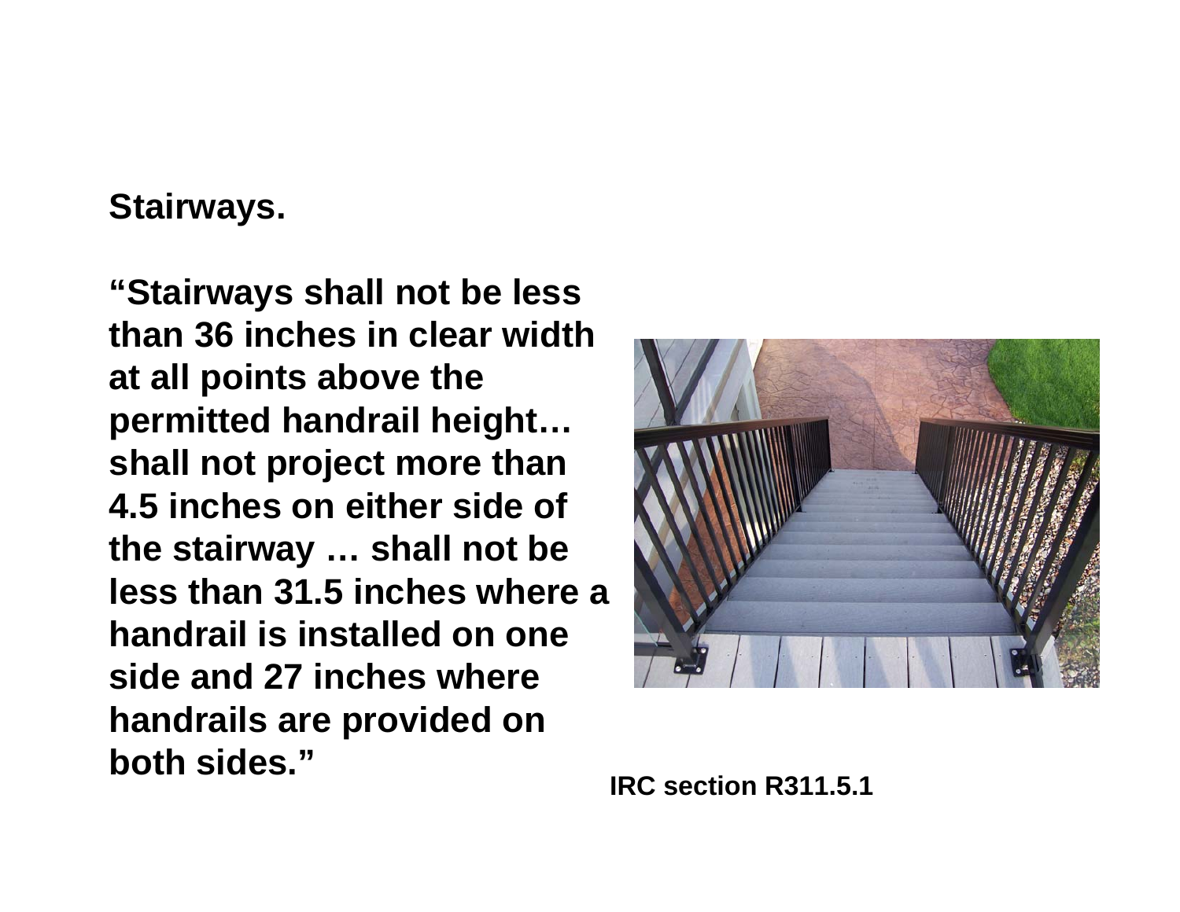**Stairways.**

**"Stairways shall not be less than 36 inches in clear width at all points above the permitted handrail height… shall not project more than 4.5 inches on either side of the stairway … shall not be less than 31.5 inches where a handrail is installed on one side and 27 inches where handrails are provided on both sides."**

**IRC section R311.5.1**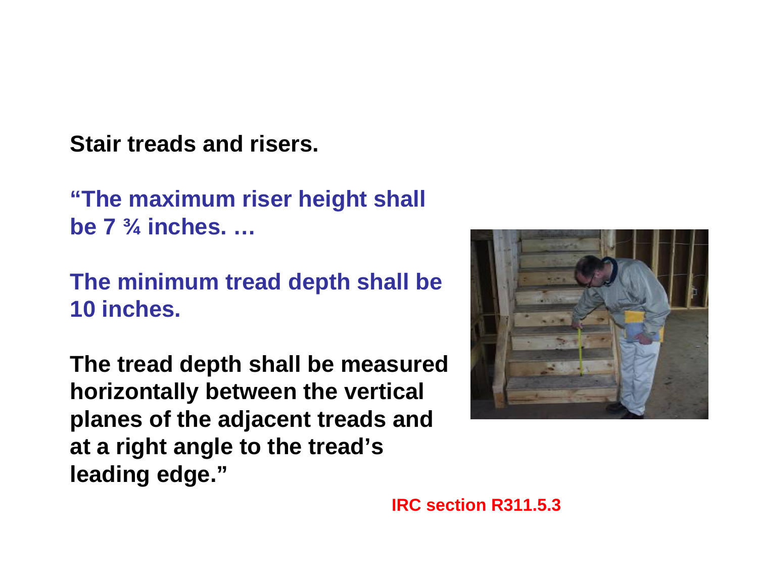**Stair treads and risers.**

**"The maximum riser height shall be 7 ¾ inches. …**

**The minimum tread depth shall be 10 inches.**

**The tread depth shall be measured horizontally between the vertical planes of the adjacent treads and at a right angle to the tread's leading edge."**

**IRC section R311.5.3**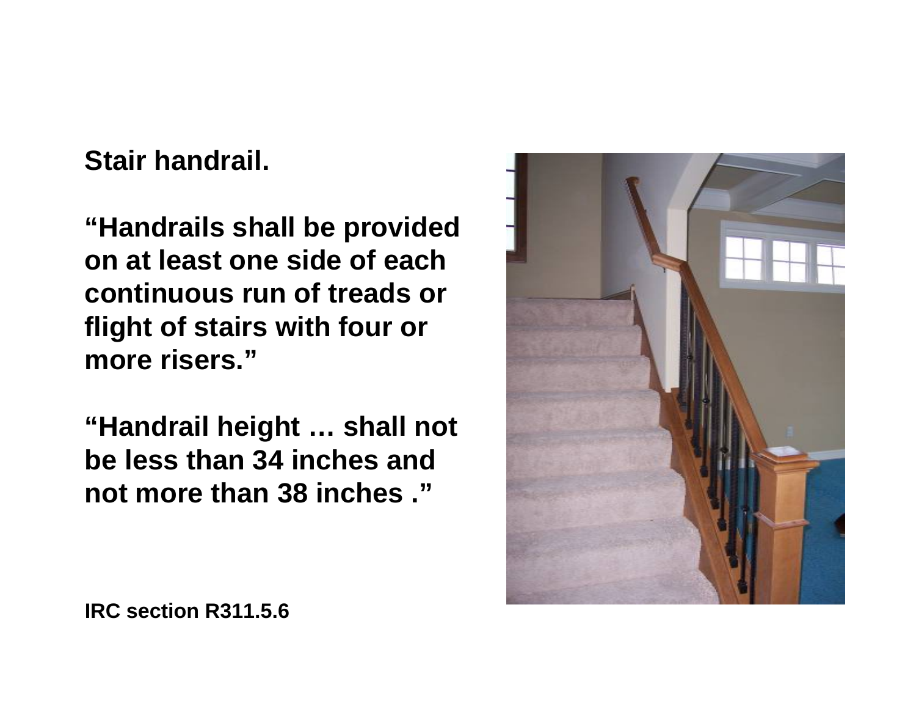**Stair handrail.**

**"Handrails shall be provided on at least one side of each continuous run of treads or flight of stairs with four or more risers."**

**"Handrail height … shall not be less than 34 inches and not more than 38 inches ."**

**IRC section R311.5.6**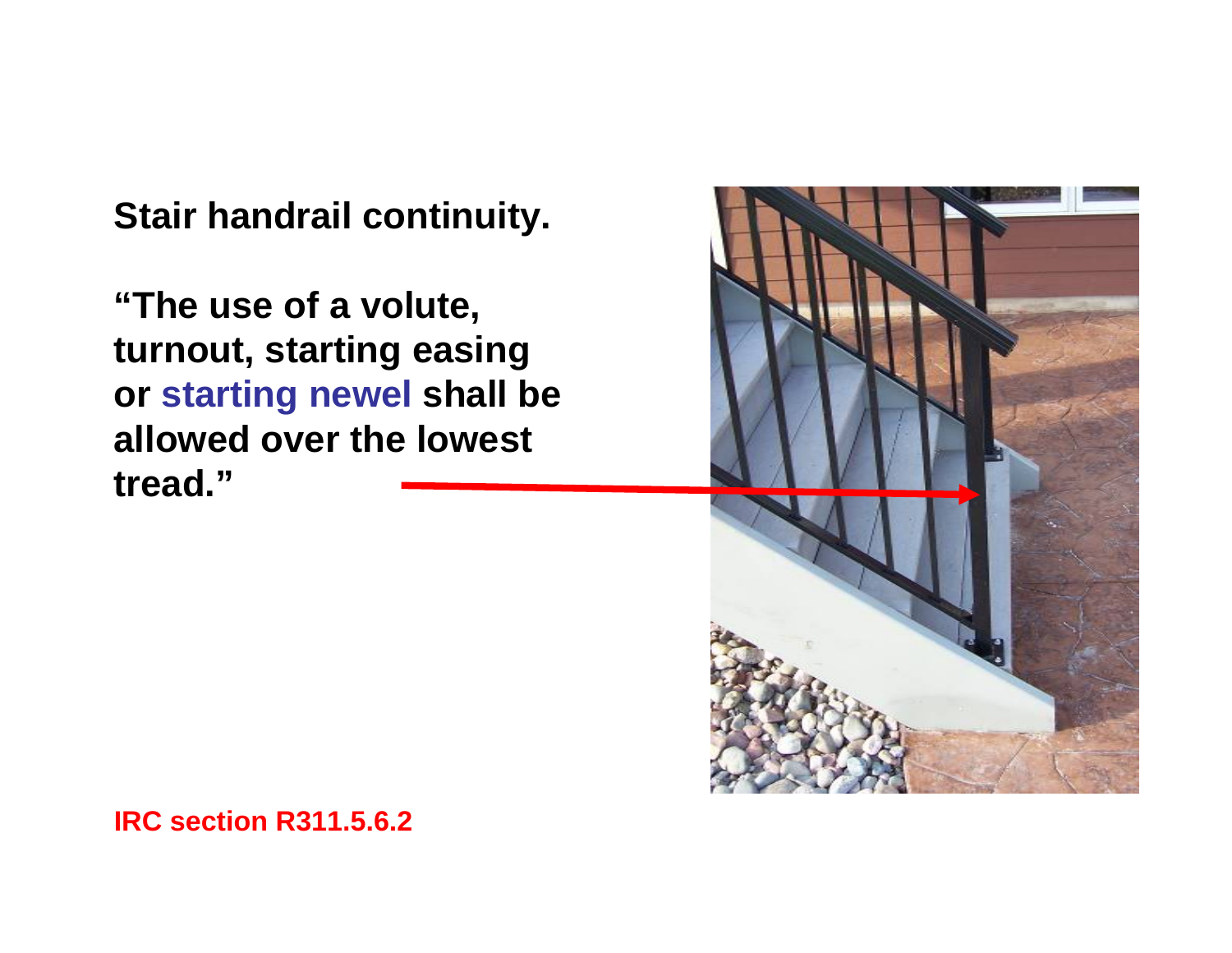**Stair handrail continuity.**

**"The use of a volute, turnout, starting easing or starting newel shall be allowed over the lowest tread."**

**IRC section R311.5.6.2**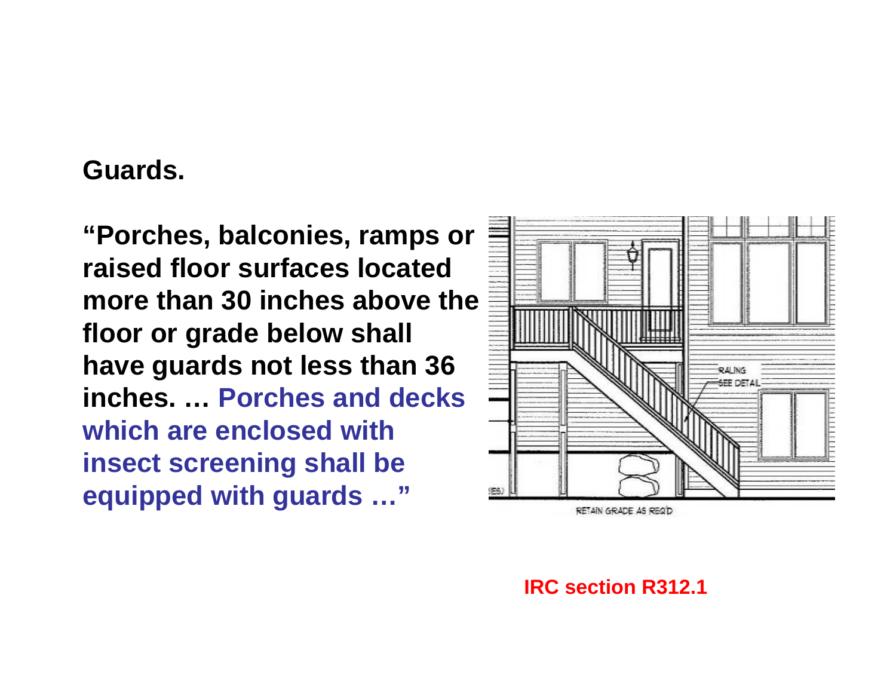**Guards.**

**"Porches, balconies, ramps or raised floor surfaces located more than 30 inches above the floor or grade below shall have guards not less than 36 inches. … Porches and decks which are enclosed with insect screening shall be equipped with guards …"**

**IRC section R312.1**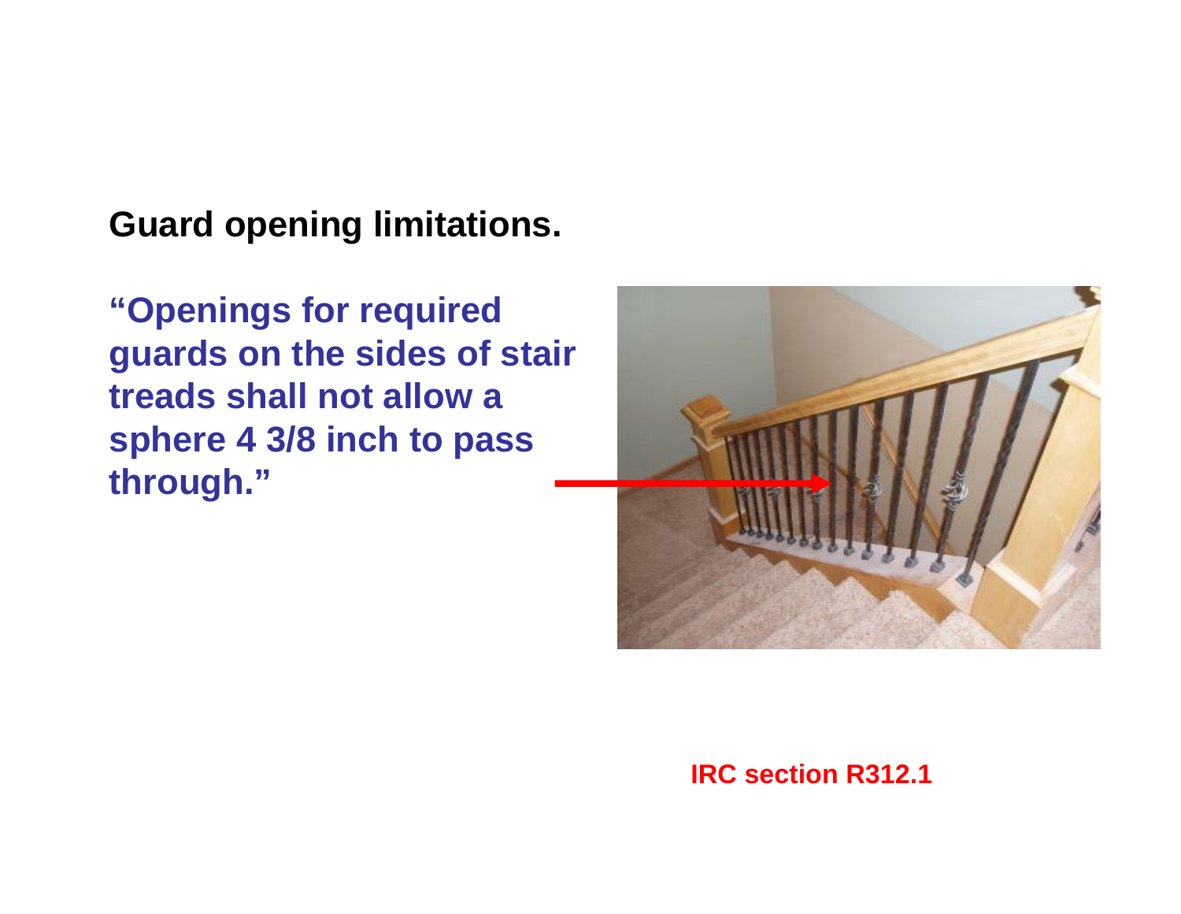## Guard opening limitations.

**"Openings for required guards on the sides of stair treads shall not allow a sphere 4 3/8 inch to pass through."**

**IRC section R312.1**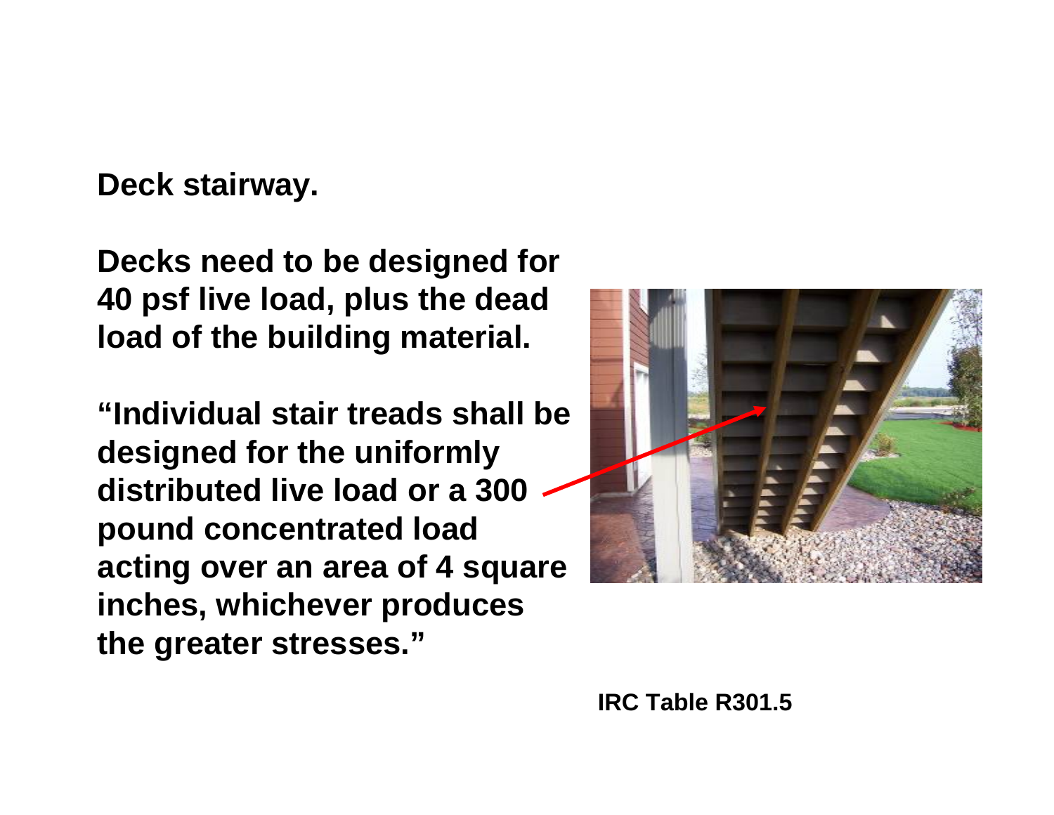**Deck stairway.**

**Decks need to be designed for 40 psf live load, plus the dead load of the building material.**

**"Individual stair treads shall be designed for the uniformly distributed live load or a 300 pound concentrated load acting over an area of 4 square inches, whichever produces the greater stresses."**

**IRC Table R301.5**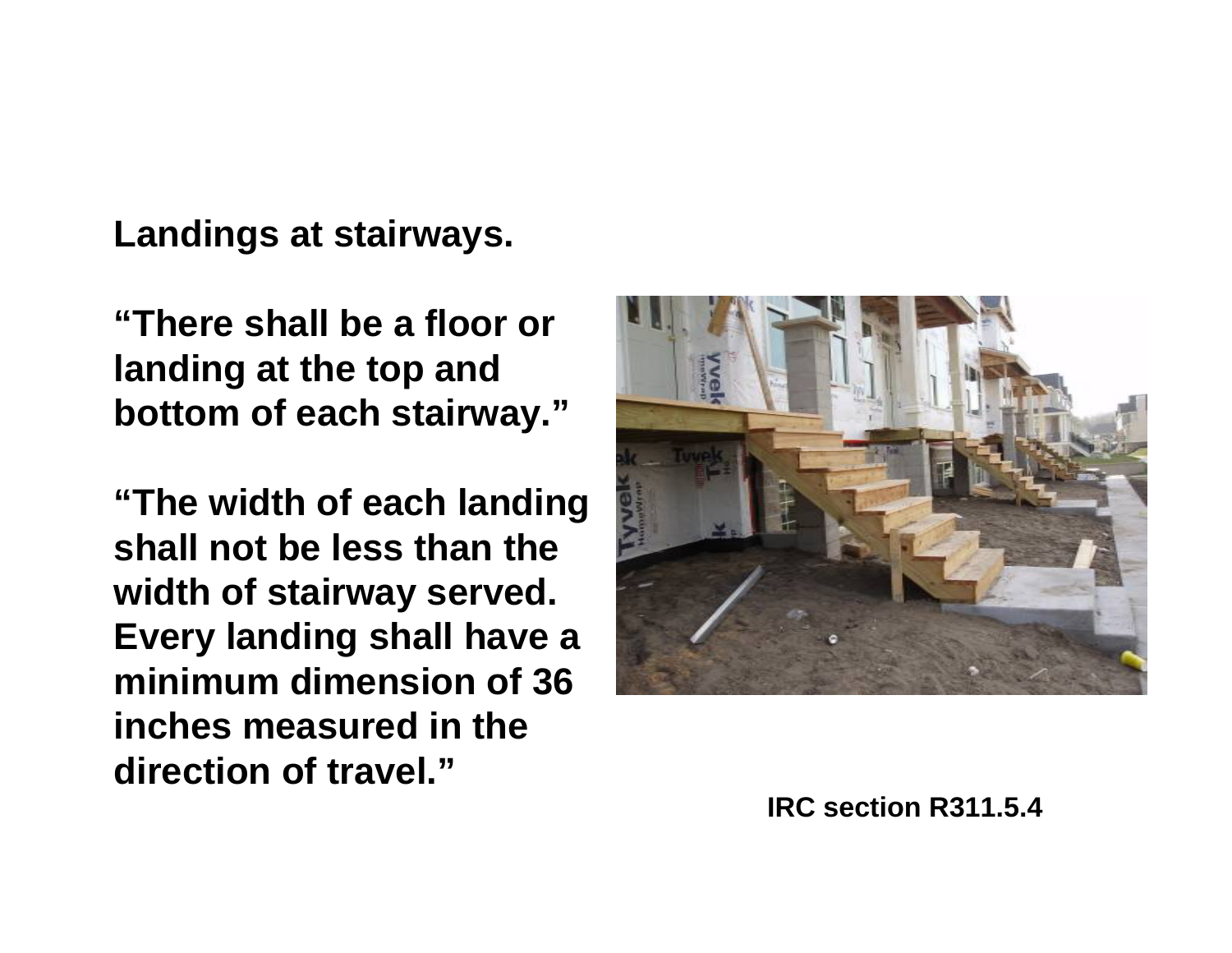**Landings at stairways.**

**“There shall be a floor or landing at the top and bottom of each stairway.”**

**“The width of each landing shall not be less than the width of stairway served. Every landing shall have a minimum dimension of 36 inches measured in the direction of travel.”**

**IRC section R311.5.4**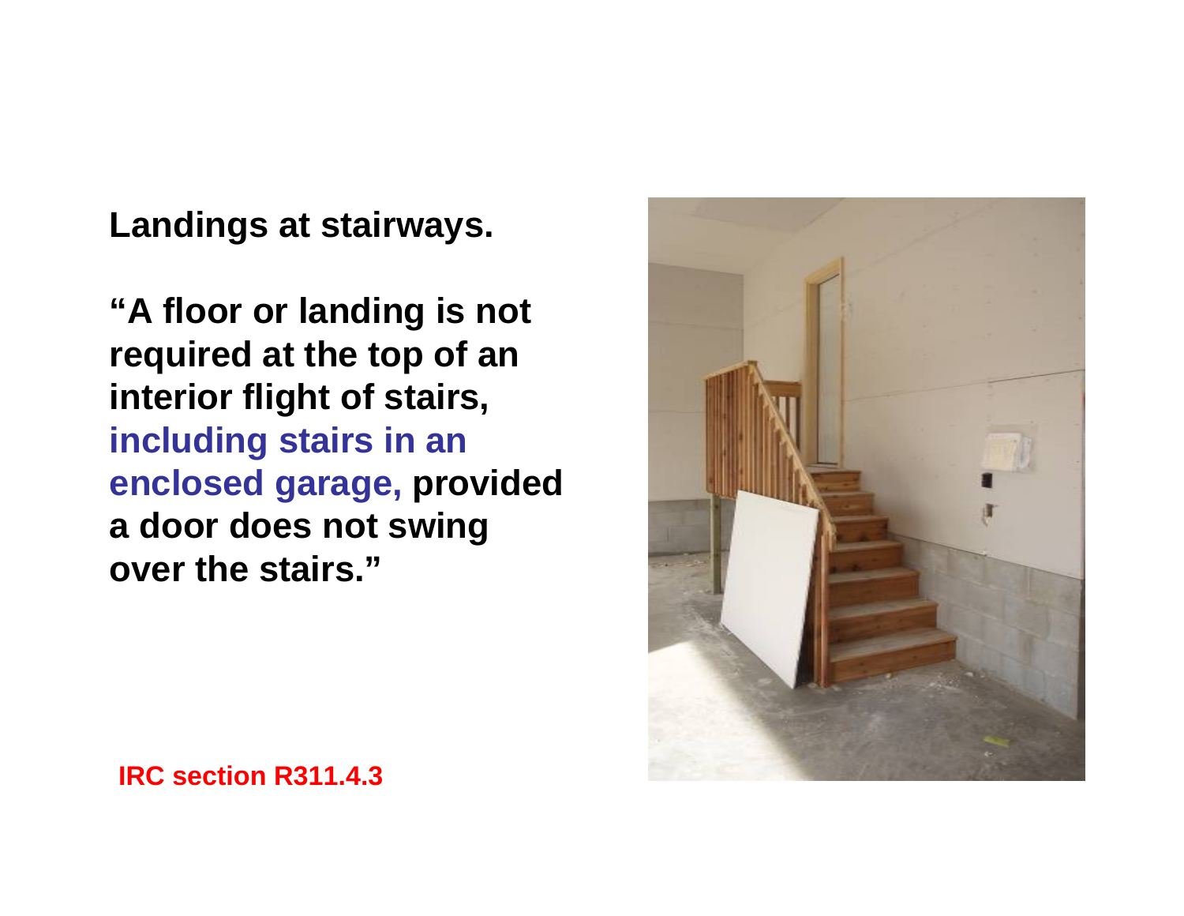**Landings at stairways.**

**"A floor or landing is not required at the top of an interior flight of stairs, including stairs in an enclosed garage, provided a door does not swing over the stairs."**

**IRC section R311.4.3**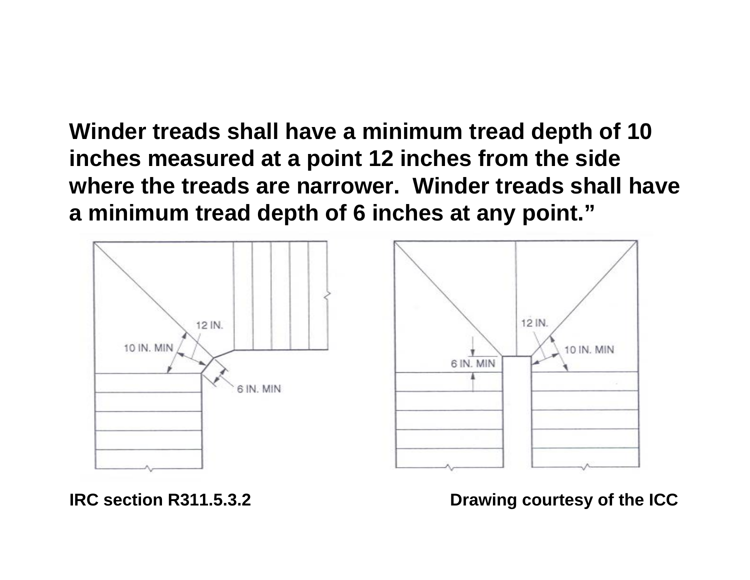**Winder treads shall have a minimum tread depth of 10 inches measured at a point 12 inches from the side where the treads are narrower. Winder treads shall have a minimum tread depth of 6 inches at any point."**

**IRC section R311.5.3.2** **Drawing courtesy of the ICC**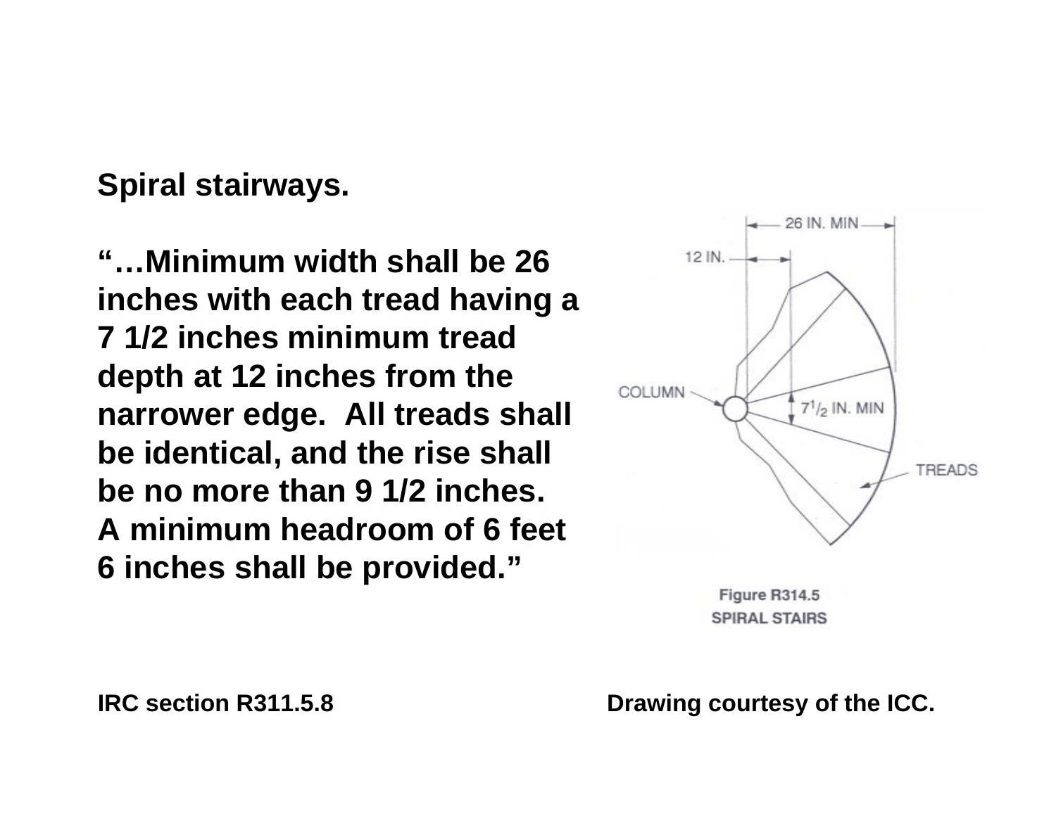**Spiral stairways.**

**"…Minimum width shall be 26 inches with each tread having a 7 1/2 inches minimum tread depth at 12 inches from the narrower edge. All treads shall be identical, and the rise shall be no more than 9 1/2 inches. A minimum headroom of 6 feet 6 inches shall be provided."**

26 IN. MIN

12 IN.

COLUMN

$7^1/_2$ IN. MIN

TREADS

**Figure R314.5**
**SPIRAL STAIRS**

**IRC section R311.5.8**

**Drawing courtesy of the ICC.**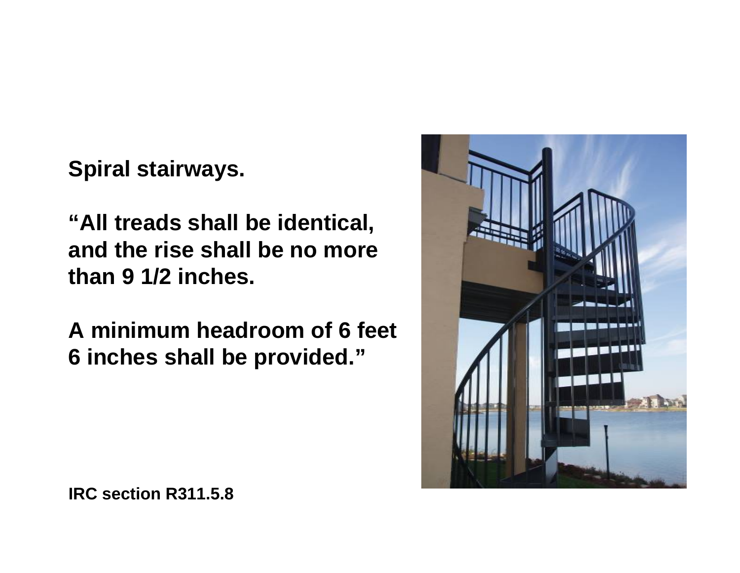**Spiral stairways.**

**“All treads shall be identical, and the rise shall be no more than 9 1/2 inches.**

**A minimum headroom of 6 feet 6 inches shall be provided.”**

**IRC section R311.5.8**